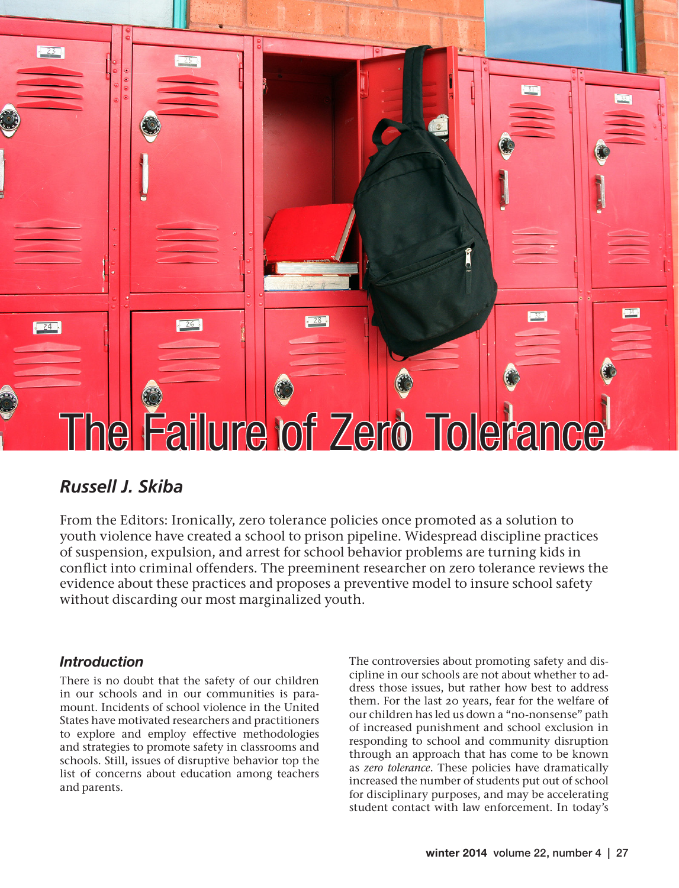# The Failure of Zero Tolerance

## *Russell J. Skiba*

From the Editors: Ironically, zero tolerance policies once promoted as a solution to youth violence have created a school to prison pipeline. Widespread discipline practices of suspension, expulsion, and arrest for school behavior problems are turning kids in conflict into criminal offenders. The preeminent researcher on zero tolerance reviews the evidence about these practices and proposes a preventive model to insure school safety without discarding our most marginalized youth.

### *Introduction*

There is no doubt that the safety of our children in our schools and in our communities is paramount. Incidents of school violence in the United States have motivated researchers and practitioners to explore and employ effective methodologies and strategies to promote safety in classrooms and schools. Still, issues of disruptive behavior top the list of concerns about education among teachers and parents.

The controversies about promoting safety and discipline in our schools are not about whether to address those issues, but rather how best to address them. For the last 20 years, fear for the welfare of our children has led us down a "no-nonsense" path of increased punishment and school exclusion in responding to school and community disruption through an approach that has come to be known as *zero tolerance*. These policies have dramatically increased the number of students put out of school for disciplinary purposes, and may be accelerating student contact with law enforcement. In today's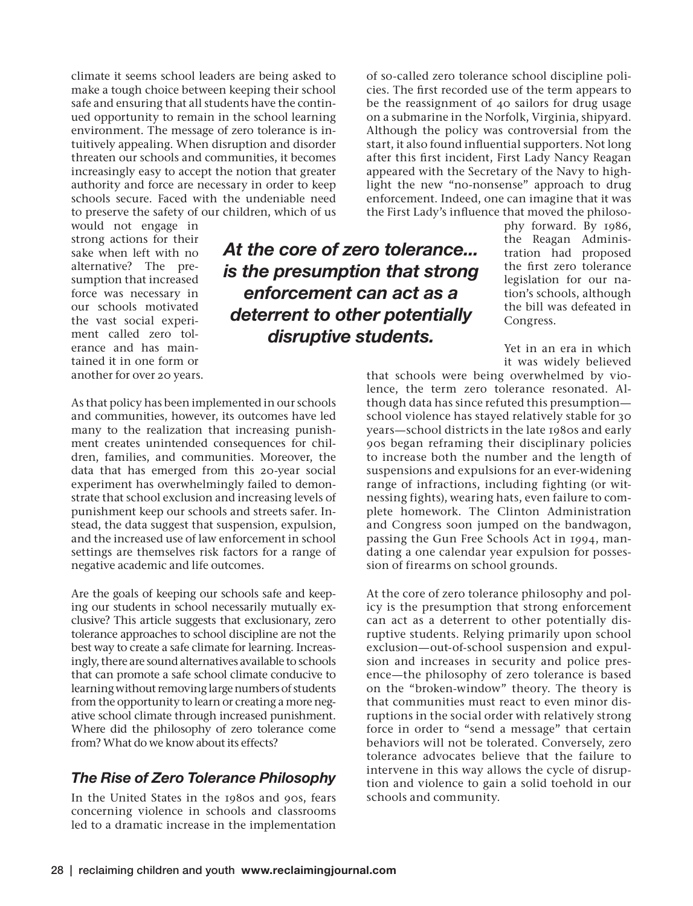climate it seems school leaders are being asked to make a tough choice between keeping their school safe and ensuring that all students have the continued opportunity to remain in the school learning environment. The message of zero tolerance is intuitively appealing. When disruption and disorder threaten our schools and communities, it becomes increasingly easy to accept the notion that greater authority and force are necessary in order to keep schools secure. Faced with the undeniable need to preserve the safety of our children, which of us would not engage in strong actions for their sake when left with no alternative? The presumption that increased force was necessary in our schools motivated the vast social experiment called zero tolerance and has maintained it in one form or another for over 20 years.

*At the core of zero tolerance... is the presumption that strong enforcement can act as a deterrent to other potentially disruptive students.*

As that policy has been implemented in our schools and communities, however, its outcomes have led many to the realization that increasing punishment creates unintended consequences for children, families, and communities. Moreover, the data that has emerged from this 20-year social experiment has overwhelmingly failed to demonstrate that school exclusion and increasing levels of punishment keep our schools and streets safer. Instead, the data suggest that suspension, expulsion, and the increased use of law enforcement in school settings are themselves risk factors for a range of negative academic and life outcomes.

Are the goals of keeping our schools safe and keeping our students in school necessarily mutually exclusive? This article suggests that exclusionary, zero tolerance approaches to school discipline are not the best way to create a safe climate for learning. Increasingly, there are sound alternatives available to schools that can promote a safe school climate conducive to learning without removing large numbers of students from the opportunity to learn or creating a more negative school climate through increased punishment. Where did the philosophy of zero tolerance come from? What do we know about its effects?

## *The Rise of Zero Tolerance Philosophy*

In the United States in the 1980s and 90s, fears concerning violence in schools and classrooms led to a dramatic increase in the implementation of so-called zero tolerance school discipline policies. The first recorded use of the term appears to be the reassignment of 40 sailors for drug usage on a submarine in the Norfolk, Virginia, shipyard. Although the policy was controversial from the start, it also found influential supporters. Not long after this first incident, First Lady Nancy Reagan appeared with the Secretary of the Navy to highlight the new "no-nonsense" approach to drug enforcement. Indeed, one can imagine that it was the First Lady's influence that moved the philosophy forward. By 1986, the Reagan Administration had proposed the first zero tolerance legislation for our nation's schools, although the bill was defeated in Congress.

Yet in an era in which it was widely believed that schools were being overwhelmed by violence, the term zero tolerance resonated. Although data has since refuted this presumption—school violence has stayed relatively stable for 30 years—school districts in the late 1980s and early 90s began reframing their disciplinary policies to increase both the number and the length of suspensions and expulsions for an ever-widening range of infractions, including fighting (or witnessing fights), wearing hats, even failure to complete homework. The Clinton Administration and Congress soon jumped on the bandwagon, passing the Gun Free Schools Act in 1994, mandating a one calendar year expulsion for possession of firearms on school grounds.

At the core of zero tolerance philosophy and policy is the presumption that strong enforcement can act as a deterrent to other potentially disruptive students. Relying primarily upon school exclusion—out-of-school suspension and expulsion and increases in security and police presence—the philosophy of zero tolerance is based on the "broken-window" theory. The theory is that communities must react to even minor disruptions in the social order with relatively strong force in order to "send a message" that certain behaviors will not be tolerated. Conversely, zero tolerance advocates believe that the failure to intervene in this way allows the cycle of disruption and violence to gain a solid toehold in our schools and community.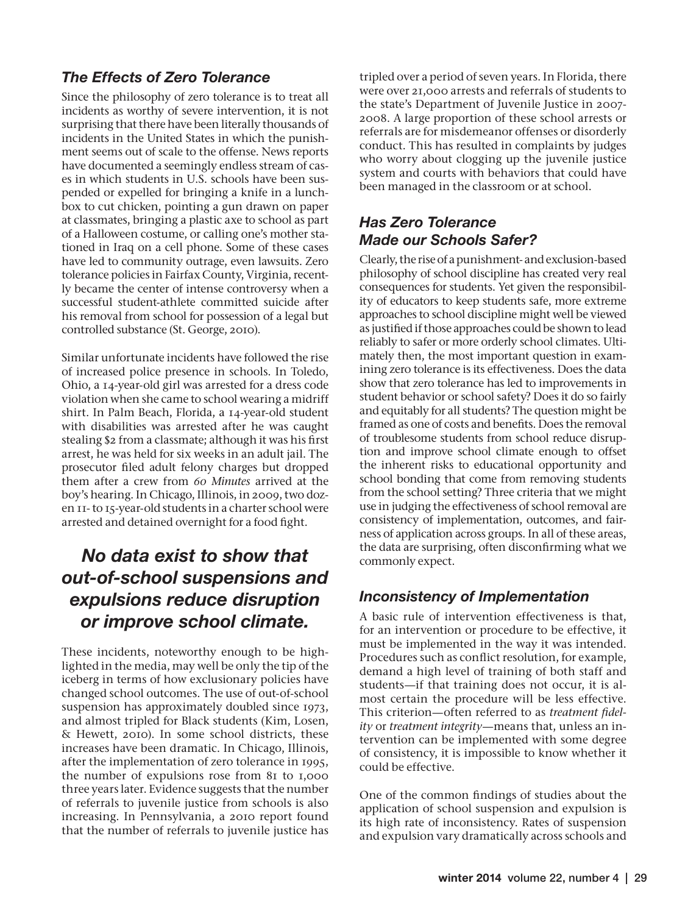### *The Effects of Zero Tolerance*

Since the philosophy of zero tolerance is to treat all incidents as worthy of severe intervention, it is not surprising that there have been literally thousands of incidents in the United States in which the punishment seems out of scale to the offense. News reports have documented a seemingly endless stream of cases in which students in U.S. schools have been suspended or expelled for bringing a knife in a lunchbox to cut chicken, pointing a gun drawn on paper at classmates, bringing a plastic axe to school as part of a Halloween costume, or calling one's mother stationed in Iraq on a cell phone. Some of these cases have led to community outrage, even lawsuits. Zero tolerance policies in Fairfax County, Virginia, recently became the center of intense controversy when a successful student-athlete committed suicide after his removal from school for possession of a legal but controlled substance (St. George, 2010).

Similar unfortunate incidents have followed the rise of increased police presence in schools. In Toledo, Ohio, a 14-year-old girl was arrested for a dress code violation when she came to school wearing a midriff shirt. In Palm Beach, Florida, a 14-year-old student with disabilities was arrested after he was caught stealing $2 from a classmate; although it was his first arrest, he was held for six weeks in an adult jail. The prosecutor filed adult felony charges but dropped them after a crew from *60 Minutes* arrived at the boy's hearing. In Chicago, Illinois, in 2009, two dozen 11- to 15-year-old students in a charter school were arrested and detained overnight for a food fight.

## ***No data exist to show that out-of-school suspensions and expulsions reduce disruption or improve school climate.***

These incidents, noteworthy enough to be highlighted in the media, may well be only the tip of the iceberg in terms of how exclusionary policies have changed school outcomes. The use of out-of-school suspension has approximately doubled since 1973, and almost tripled for Black students (Kim, Losen, & Hewett, 2010). In some school districts, these increases have been dramatic. In Chicago, Illinois, after the implementation of zero tolerance in 1995, the number of expulsions rose from 81 to 1,000 three years later. Evidence suggests that the number of referrals to juvenile justice from schools is also increasing. In Pennsylvania, a 2010 report found that the number of referrals to juvenile justice has tripled over a period of seven years. In Florida, there were over 21,000 arrests and referrals of students to the state's Department of Juvenile Justice in 2007-2008. A large proportion of these school arrests or referrals are for misdemeanor offenses or disorderly conduct. This has resulted in complaints by judges who worry about clogging up the juvenile justice system and courts with behaviors that could have been managed in the classroom or at school.

### *Has Zero Tolerance Made our Schools Safer?*

Clearly, the rise of a punishment- and exclusion-based philosophy of school discipline has created very real consequences for students. Yet given the responsibility of educators to keep students safe, more extreme approaches to school discipline might well be viewed as justified if those approaches could be shown to lead reliably to safer or more orderly school climates. Ultimately then, the most important question in examining zero tolerance is its effectiveness. Does the data show that zero tolerance has led to improvements in student behavior or school safety? Does it do so fairly and equitably for all students? The question might be framed as one of costs and benefits. Does the removal of troublesome students from school reduce disruption and improve school climate enough to offset the inherent risks to educational opportunity and school bonding that come from removing students from the school setting? Three criteria that we might use in judging the effectiveness of school removal are consistency of implementation, outcomes, and fairness of application across groups. In all of these areas, the data are surprising, often disconfirming what we commonly expect.

### *Inconsistency of Implementation*

A basic rule of intervention effectiveness is that, for an intervention or procedure to be effective, it must be implemented in the way it was intended. Procedures such as conflict resolution, for example, demand a high level of training of both staff and students—if that training does not occur, it is almost certain the procedure will be less effective. This criterion—often referred to as *treatment fidelity* or *treatment integrity*—means that, unless an intervention can be implemented with some degree of consistency, it is impossible to know whether it could be effective.

One of the common findings of studies about the application of school suspension and expulsion is its high rate of inconsistency. Rates of suspension and expulsion vary dramatically across schools and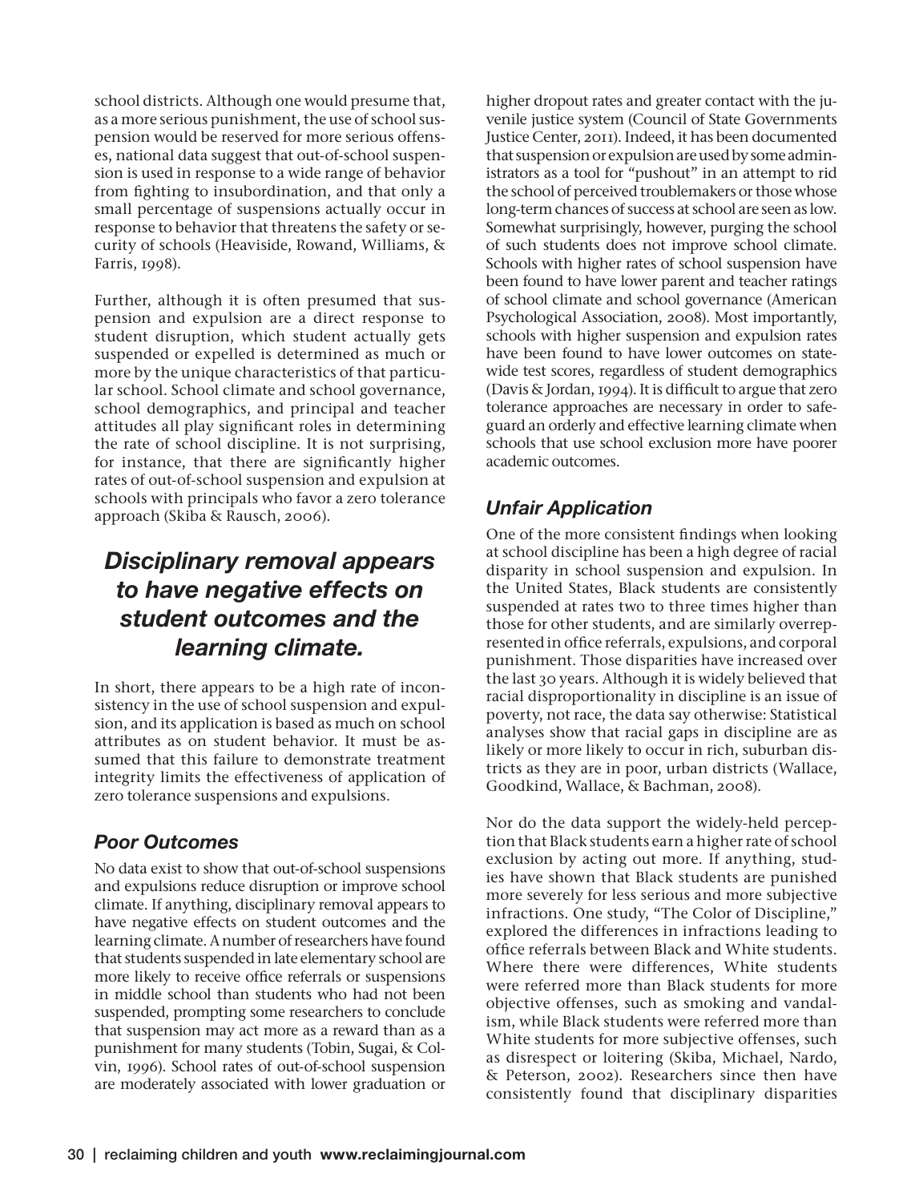school districts. Although one would presume that, as a more serious punishment, the use of school suspension would be reserved for more serious offenses, national data suggest that out-of-school suspension is used in response to a wide range of behavior from fighting to insubordination, and that only a small percentage of suspensions actually occur in response to behavior that threatens the safety or security of schools (Heaviside, Rowand, Williams, & Farris, 1998).

Further, although it is often presumed that suspension and expulsion are a direct response to student disruption, which student actually gets suspended or expelled is determined as much or more by the unique characteristics of that particular school. School climate and school governance, school demographics, and principal and teacher attitudes all play significant roles in determining the rate of school discipline. It is not surprising, for instance, that there are significantly higher rates of out-of-school suspension and expulsion at schools with principals who favor a zero tolerance approach (Skiba & Rausch, 2006).

> ***Disciplinary removal appears to have negative effects on student outcomes and the learning climate.***

In short, there appears to be a high rate of inconsistency in the use of school suspension and expulsion, and its application is based as much on school attributes as on student behavior. It must be assumed that this failure to demonstrate treatment integrity limits the effectiveness of application of zero tolerance suspensions and expulsions.

### *Poor Outcomes*

No data exist to show that out-of-school suspensions and expulsions reduce disruption or improve school climate. If anything, disciplinary removal appears to have negative effects on student outcomes and the learning climate. A number of researchers have found that students suspended in late elementary school are more likely to receive office referrals or suspensions in middle school than students who had not been suspended, prompting some researchers to conclude that suspension may act more as a reward than as a punishment for many students (Tobin, Sugai, & Colvin, 1996). School rates of out-of-school suspension are moderately associated with lower graduation or higher dropout rates and greater contact with the juvenile justice system (Council of State Governments Justice Center, 2011). Indeed, it has been documented that suspension or expulsion are used by some administrators as a tool for "pushout" in an attempt to rid the school of perceived troublemakers or those whose long-term chances of success at school are seen as low. Somewhat surprisingly, however, purging the school of such students does not improve school climate. Schools with higher rates of school suspension have been found to have lower parent and teacher ratings of school climate and school governance (American Psychological Association, 2008). Most importantly, schools with higher suspension and expulsion rates have been found to have lower outcomes on statewide test scores, regardless of student demographics (Davis & Jordan, 1994). It is difficult to argue that zero tolerance approaches are necessary in order to safeguard an orderly and effective learning climate when schools that use school exclusion more have poorer academic outcomes.

### *Unfair Application*

One of the more consistent findings when looking at school discipline has been a high degree of racial disparity in school suspension and expulsion. In the United States, Black students are consistently suspended at rates two to three times higher than those for other students, and are similarly overrepresented in office referrals, expulsions, and corporal punishment. Those disparities have increased over the last 30 years. Although it is widely believed that racial disproportionality in discipline is an issue of poverty, not race, the data say otherwise: Statistical analyses show that racial gaps in discipline are as likely or more likely to occur in rich, suburban districts as they are in poor, urban districts (Wallace, Goodkind, Wallace, & Bachman, 2008).

Nor do the data support the widely-held perception that Black students earn a higher rate of school exclusion by acting out more. If anything, studies have shown that Black students are punished more severely for less serious and more subjective infractions. One study, "The Color of Discipline," explored the differences in infractions leading to office referrals between Black and White students. Where there were differences, White students were referred more than Black students for more objective offenses, such as smoking and vandalism, while Black students were referred more than White students for more subjective offenses, such as disrespect or loitering (Skiba, Michael, Nardo, & Peterson, 2002). Researchers since then have consistently found that disciplinary disparities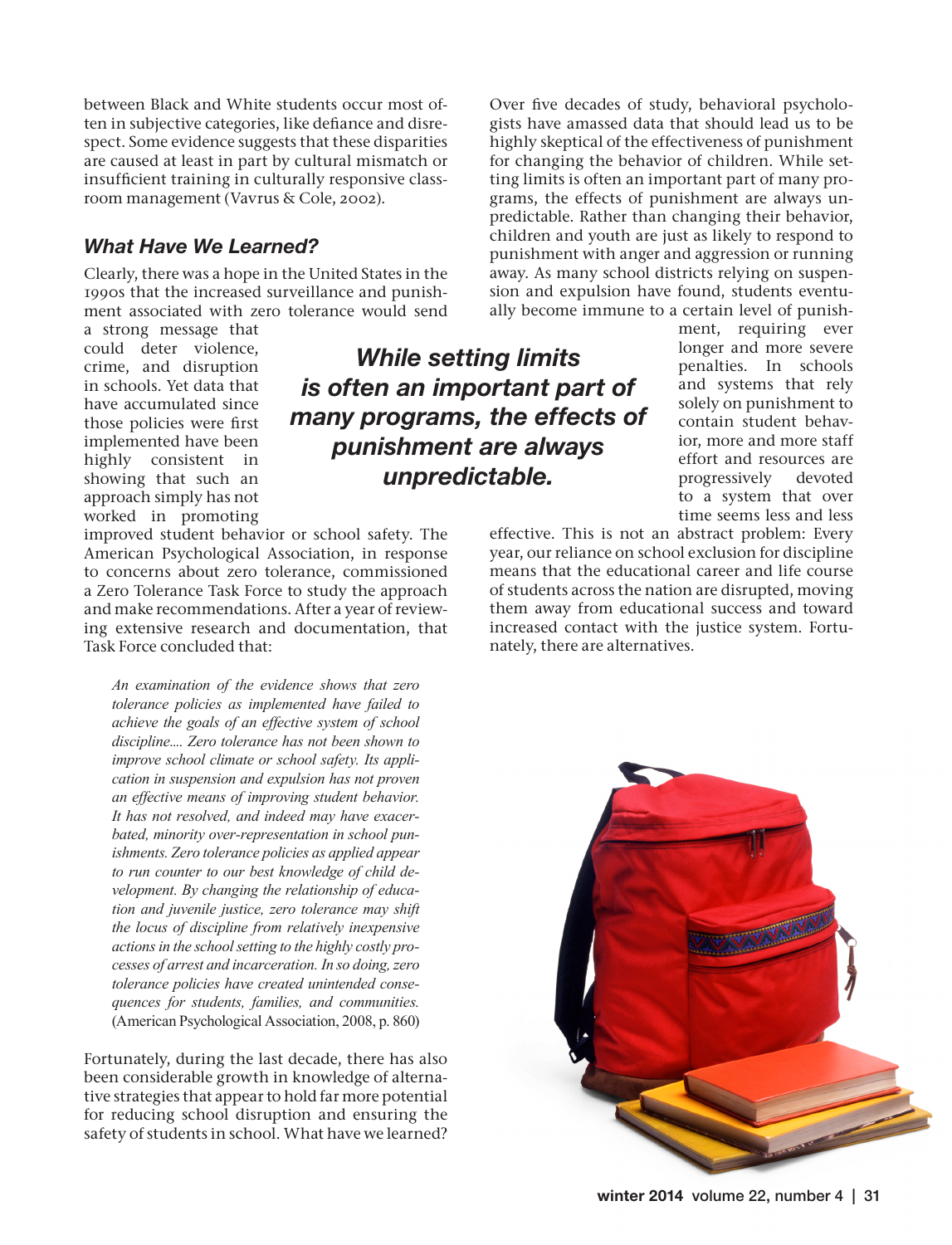between Black and White students occur most often in subjective categories, like defiance and disrespect. Some evidence suggests that these disparities are caused at least in part by cultural mismatch or insufficient training in culturally responsive classroom management (Vavrus & Cole, 2002).

### *What Have We Learned?*

Clearly, there was a hope in the United States in the 1990s that the increased surveillance and punishment associated with zero tolerance would send a strong message that could deter violence, crime, and disruption in schools. Yet data that have accumulated since those policies were first implemented have been highly consistent in showing that such an approach simply has not worked in promoting improved student behavior or school safety. The American Psychological Association, in response to concerns about zero tolerance, commissioned a Zero Tolerance Task Force to study the approach and make recommendations. After a year of reviewing extensive research and documentation, that Task Force concluded that:

> *An examination of the evidence shows that zero tolerance policies as implemented have failed to achieve the goals of an effective system of school discipline.... Zero tolerance has not been shown to improve school climate or school safety. Its application in suspension and expulsion has not proven an effective means of improving student behavior. It has not resolved, and indeed may have exacerbated, minority over-representation in school punishments. Zero tolerance policies as applied appear to run counter to our best knowledge of child development. By changing the relationship of education and juvenile justice, zero tolerance may shift the locus of discipline from relatively inexpensive actions in the school setting to the highly costly processes of arrest and incarceration. In so doing, zero tolerance policies have created unintended consequences for students, families, and communities.* (American Psychological Association, 2008, p. 860)

Fortunately, during the last decade, there has also been considerable growth in knowledge of alternative strategies that appear to hold far more potential for reducing school disruption and ensuring the safety of students in school. What have we learned?

Over five decades of study, behavioral psychologists have amassed data that should lead us to be highly skeptical of the effectiveness of punishment for changing the behavior of children. While setting limits is often an important part of many programs, the effects of punishment are always unpredictable. Rather than changing their behavior, children and youth are just as likely to respond to punishment with anger and aggression or running away. As many school districts relying on suspension and expulsion have found, students eventually become immune to a certain level of punishment, requiring ever longer and more severe penalties. In schools and systems that rely solely on punishment to contain student behavior, more and more staff effort and resources are progressively devoted to a system that over time seems less and less effective. This is not an abstract problem: Every year, our reliance on school exclusion for discipline means that the educational career and life course of students across the nation are disrupted, moving them away from educational success and toward increased contact with the justice system. Fortunately, there are alternatives.

***While setting limits is often an important part of many programs, the effects of punishment are always unpredictable.***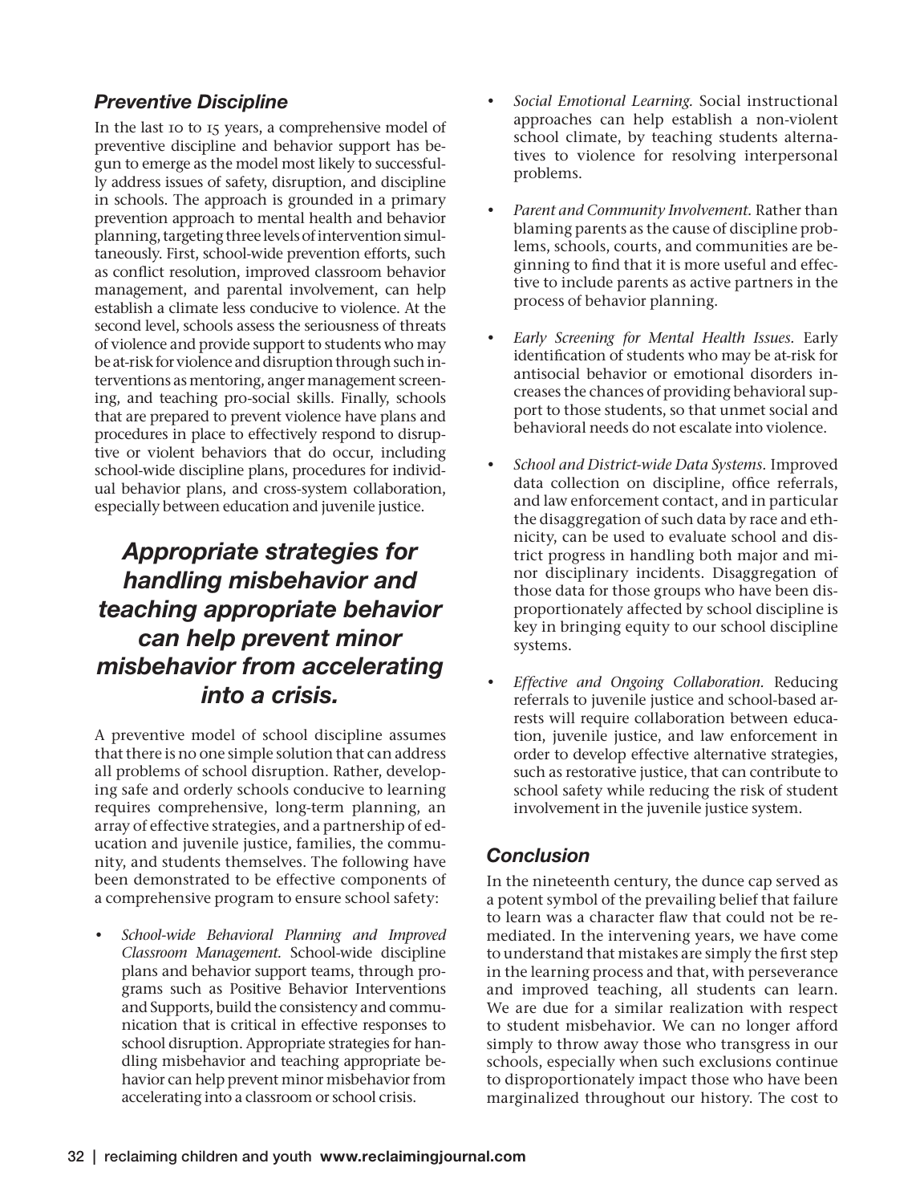### *Preventive Discipline*

In the last 10 to 15 years, a comprehensive model of preventive discipline and behavior support has begun to emerge as the model most likely to successfully address issues of safety, disruption, and discipline in schools. The approach is grounded in a primary prevention approach to mental health and behavior planning, targeting three levels of intervention simultaneously. First, school-wide prevention efforts, such as conflict resolution, improved classroom behavior management, and parental involvement, can help establish a climate less conducive to violence. At the second level, schools assess the seriousness of threats of violence and provide support to students who may be at-risk for violence and disruption through such interventions as mentoring, anger management screening, and teaching pro-social skills. Finally, schools that are prepared to prevent violence have plans and procedures in place to effectively respond to disruptive or violent behaviors that do occur, including school-wide discipline plans, procedures for individual behavior plans, and cross-system collaboration, especially between education and juvenile justice.

> ***Appropriate strategies for handling misbehavior and teaching appropriate behavior can help prevent minor misbehavior from accelerating into a crisis.***

A preventive model of school discipline assumes that there is no one simple solution that can address all problems of school disruption. Rather, developing safe and orderly schools conducive to learning requires comprehensive, long-term planning, an array of effective strategies, and a partnership of education and juvenile justice, families, the community, and students themselves. The following have been demonstrated to be effective components of a comprehensive program to ensure school safety:

- *School-wide Behavioral Planning and Improved Classroom Management.* School-wide discipline plans and behavior support teams, through programs such as Positive Behavior Interventions and Supports, build the consistency and communication that is critical in effective responses to school disruption. Appropriate strategies for handling misbehavior and teaching appropriate behavior can help prevent minor misbehavior from accelerating into a classroom or school crisis.
- *Social Emotional Learning.* Social instructional approaches can help establish a non-violent school climate, by teaching students alternatives to violence for resolving interpersonal problems.
- *Parent and Community Involvement.* Rather than blaming parents as the cause of discipline problems, schools, courts, and communities are beginning to find that it is more useful and effective to include parents as active partners in the process of behavior planning.
- *Early Screening for Mental Health Issues.* Early identification of students who may be at-risk for antisocial behavior or emotional disorders increases the chances of providing behavioral support to those students, so that unmet social and behavioral needs do not escalate into violence.
- *School and District-wide Data Systems.* Improved data collection on discipline, office referrals, and law enforcement contact, and in particular the disaggregation of such data by race and ethnicity, can be used to evaluate school and district progress in handling both major and minor disciplinary incidents. Disaggregation of those data for those groups who have been disproportionately affected by school discipline is key in bringing equity to our school discipline systems.
- *Effective and Ongoing Collaboration.* Reducing referrals to juvenile justice and school-based arrests will require collaboration between education, juvenile justice, and law enforcement in order to develop effective alternative strategies, such as restorative justice, that can contribute to school safety while reducing the risk of student involvement in the juvenile justice system.

### *Conclusion*

In the nineteenth century, the dunce cap served as a potent symbol of the prevailing belief that failure to learn was a character flaw that could not be remediated. In the intervening years, we have come to understand that mistakes are simply the first step in the learning process and that, with perseverance and improved teaching, all students can learn. We are due for a similar realization with respect to student misbehavior. We can no longer afford simply to throw away those who transgress in our schools, especially when such exclusions continue to disproportionately impact those who have been marginalized throughout our history. The cost to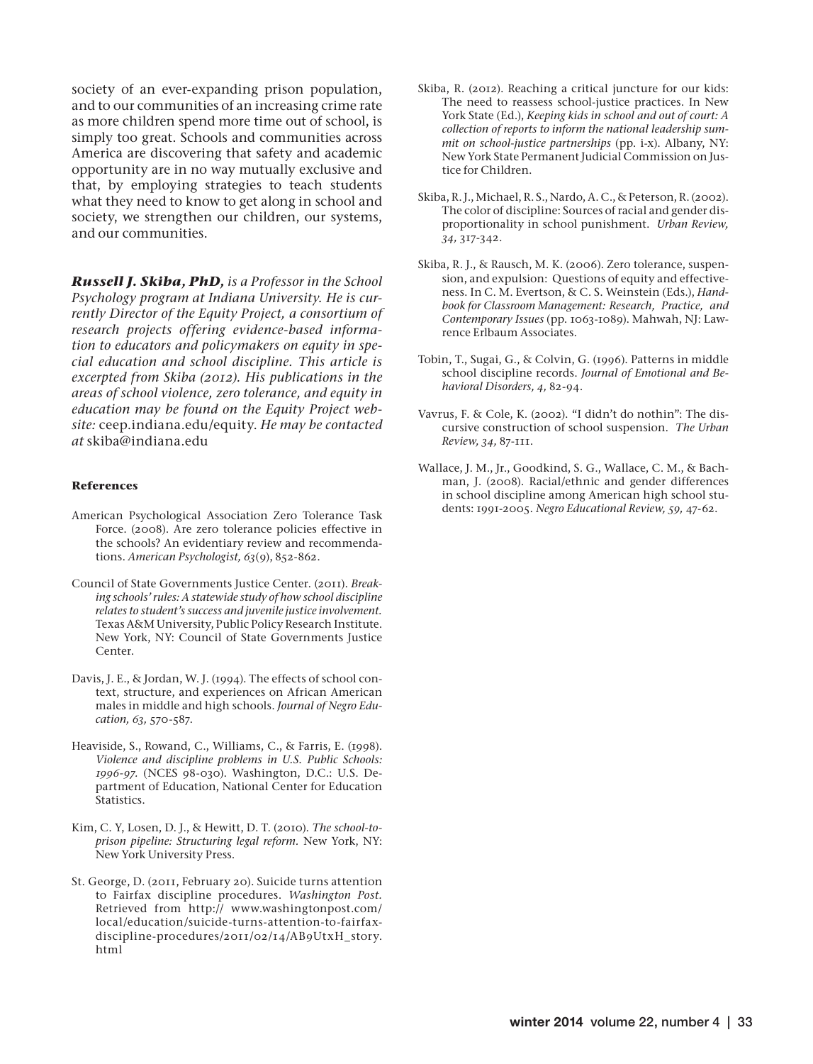society of an ever-expanding prison population, and to our communities of an increasing crime rate as more children spend more time out of school, is simply too great. Schools and communities across America are discovering that safety and academic opportunity are in no way mutually exclusive and that, by employing strategies to teach students what they need to know to get along in school and society, we strengthen our children, our systems, and our communities.

***Russell J. Skiba, PhD,*** *is a Professor in the School Psychology program at Indiana University. He is currently Director of the Equity Project, a consortium of research projects offering evidence-based information to educators and policymakers on equity in special education and school discipline. This article is excerpted from Skiba (2012). His publications in the areas of school violence, zero tolerance, and equity in education may be found on the Equity Project website:* ceep.indiana.edu/equity. *He may be contacted at* skiba@indiana.edu

### References

American Psychological Association Zero Tolerance Task Force. (2008). Are zero tolerance policies effective in the schools? An evidentiary review and recommendations. *American Psychologist, 63*(9), 852-862.

Council of State Governments Justice Center. (2011). *Breaking schools' rules: A statewide study of how school discipline relates to student's success and juvenile justice involvement.* Texas A&M University, Public Policy Research Institute. New York, NY: Council of State Governments Justice Center.

Davis, J. E., & Jordan, W. J. (1994). The effects of school context, structure, and experiences on African American males in middle and high schools. *Journal of Negro Education, 63,* 570-587.

Heaviside, S., Rowand, C., Williams, C., & Farris, E. (1998). *Violence and discipline problems in U.S. Public Schools: 1996-97.* (NCES 98-030). Washington, D.C.: U.S. Department of Education, National Center for Education Statistics.

Kim, C. Y, Losen, D. J., & Hewitt, D. T. (2010). *The school-to-prison pipeline: Structuring legal reform.* New York, NY: New York University Press.

St. George, D. (2011, February 20). Suicide turns attention to Fairfax discipline procedures. *Washington Post.* Retrieved from http:// www.washingtonpost.com/local/education/suicide-turns-attention-to-fairfax-discipline-procedures/2011/02/14/AB9UtxH_story.html

Skiba, R. (2012). Reaching a critical juncture for our kids: The need to reassess school-justice practices. In New York State (Ed.), *Keeping kids in school and out of court: A collection of reports to inform the national leadership summit on school-justice partnerships* (pp. i-x). Albany, NY: New York State Permanent Judicial Commission on Justice for Children.

Skiba, R. J., Michael, R. S., Nardo, A. C., & Peterson, R. (2002). The color of discipline: Sources of racial and gender disproportionality in school punishment. *Urban Review, 34,* 317-342.

Skiba, R. J., & Rausch, M. K. (2006). Zero tolerance, suspension, and expulsion: Questions of equity and effectiveness. In C. M. Evertson, & C. S. Weinstein (Eds.), *Handbook for Classroom Management: Research, Practice, and Contemporary Issues* (pp. 1063-1089). Mahwah, NJ: Lawrence Erlbaum Associates.

Tobin, T., Sugai, G., & Colvin, G. (1996). Patterns in middle school discipline records. *Journal of Emotional and Behavioral Disorders, 4,* 82-94.

Vavrus, F. & Cole, K. (2002). "I didn't do nothin": The discursive construction of school suspension. *The Urban Review, 34,* 87-111.

Wallace, J. M., Jr., Goodkind, S. G., Wallace, C. M., & Bachman, J. (2008). Racial/ethnic and gender differences in school discipline among American high school students: 1991-2005. *Negro Educational Review, 59,* 47-62.